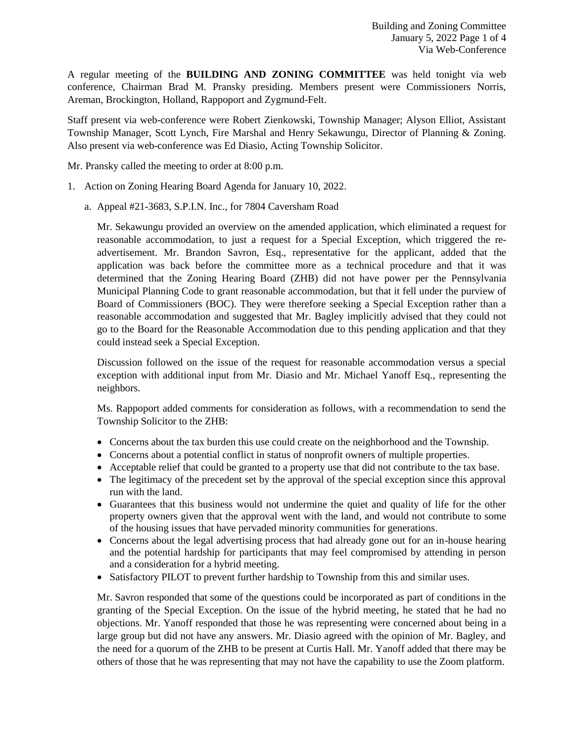A regular meeting of the **BUILDING AND ZONING COMMITTEE** was held tonight via web conference, Chairman Brad M. Pransky presiding. Members present were Commissioners Norris, Areman, Brockington, Holland, Rappoport and Zygmund-Felt.

Staff present via web-conference were Robert Zienkowski, Township Manager; Alyson Elliot, Assistant Township Manager, Scott Lynch, Fire Marshal and Henry Sekawungu, Director of Planning & Zoning. Also present via web-conference was Ed Diasio, Acting Township Solicitor.

Mr. Pransky called the meeting to order at 8:00 p.m.

1. Action on Zoning Hearing Board Agenda for January 10, 2022.

   a. Appeal #21-3683, S.P.I.N. Inc., for 7804 Caversham Road

      Mr. Sekawungu provided an overview on the amended application, which eliminated a request for reasonable accommodation, to just a request for a Special Exception, which triggered the re-advertisement. Mr. Brandon Savron, Esq., representative for the applicant, added that the application was back before the committee more as a technical procedure and that it was determined that the Zoning Hearing Board (ZHB) did not have power per the Pennsylvania Municipal Planning Code to grant reasonable accommodation, but that it fell under the purview of Board of Commissioners (BOC). They were therefore seeking a Special Exception rather than a reasonable accommodation and suggested that Mr. Bagley implicitly advised that they could not go to the Board for the Reasonable Accommodation due to this pending application and that they could instead seek a Special Exception.

      Discussion followed on the issue of the request for reasonable accommodation versus a special exception with additional input from Mr. Diasio and Mr. Michael Yanoff Esq., representing the neighbors.

      Ms. Rappoport added comments for consideration as follows, with a recommendation to send the Township Solicitor to the ZHB:

      - Concerns about the tax burden this use could create on the neighborhood and the Township.
      - Concerns about a potential conflict in status of nonprofit owners of multiple properties.
      - Acceptable relief that could be granted to a property use that did not contribute to the tax base.
      - The legitimacy of the precedent set by the approval of the special exception since this approval run with the land.
      - Guarantees that this business would not undermine the quiet and quality of life for the other property owners given that the approval went with the land, and would not contribute to some of the housing issues that have pervaded minority communities for generations.
      - Concerns about the legal advertising process that had already gone out for an in-house hearing and the potential hardship for participants that may feel compromised by attending in person and a consideration for a hybrid meeting.
      - Satisfactory PILOT to prevent further hardship to Township from this and similar uses.

      Mr. Savron responded that some of the questions could be incorporated as part of conditions in the granting of the Special Exception. On the issue of the hybrid meeting, he stated that he had no objections. Mr. Yanoff responded that those he was representing were concerned about being in a large group but did not have any answers. Mr. Diasio agreed with the opinion of Mr. Bagley, and the need for a quorum of the ZHB to be present at Curtis Hall. Mr. Yanoff added that there may be others of those that he was representing that may not have the capability to use the Zoom platform.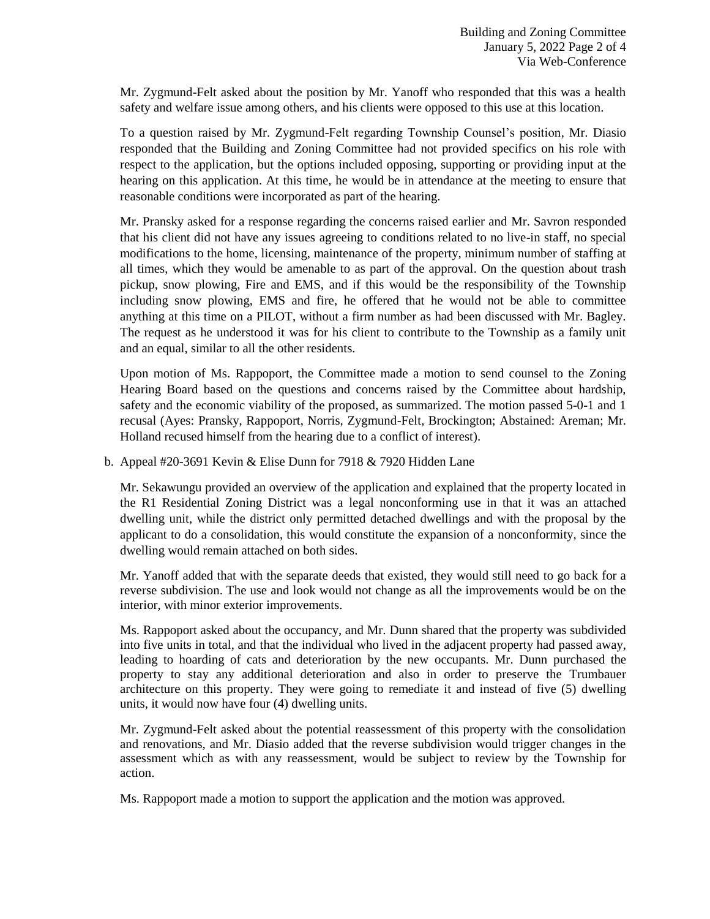Mr. Zygmund-Felt asked about the position by Mr. Yanoff who responded that this was a health safety and welfare issue among others, and his clients were opposed to this use at this location.

To a question raised by Mr. Zygmund-Felt regarding Township Counsel's position, Mr. Diasio responded that the Building and Zoning Committee had not provided specifics on his role with respect to the application, but the options included opposing, supporting or providing input at the hearing on this application. At this time, he would be in attendance at the meeting to ensure that reasonable conditions were incorporated as part of the hearing.

Mr. Pransky asked for a response regarding the concerns raised earlier and Mr. Savron responded that his client did not have any issues agreeing to conditions related to no live-in staff, no special modifications to the home, licensing, maintenance of the property, minimum number of staffing at all times, which they would be amenable to as part of the approval. On the question about trash pickup, snow plowing, Fire and EMS, and if this would be the responsibility of the Township including snow plowing, EMS and fire, he offered that he would not be able to committee anything at this time on a PILOT, without a firm number as had been discussed with Mr. Bagley. The request as he understood it was for his client to contribute to the Township as a family unit and an equal, similar to all the other residents.

Upon motion of Ms. Rappoport, the Committee made a motion to send counsel to the Zoning Hearing Board based on the questions and concerns raised by the Committee about hardship, safety and the economic viability of the proposed, as summarized. The motion passed 5-0-1 and 1 recusal (Ayes: Pransky, Rappoport, Norris, Zygmund-Felt, Brockington; Abstained: Areman; Mr. Holland recused himself from the hearing due to a conflict of interest).

b. Appeal #20-3691 Kevin & Elise Dunn for 7918 & 7920 Hidden Lane

Mr. Sekawungu provided an overview of the application and explained that the property located in the R1 Residential Zoning District was a legal nonconforming use in that it was an attached dwelling unit, while the district only permitted detached dwellings and with the proposal by the applicant to do a consolidation, this would constitute the expansion of a nonconformity, since the dwelling would remain attached on both sides.

Mr. Yanoff added that with the separate deeds that existed, they would still need to go back for a reverse subdivision. The use and look would not change as all the improvements would be on the interior, with minor exterior improvements.

Ms. Rappoport asked about the occupancy, and Mr. Dunn shared that the property was subdivided into five units in total, and that the individual who lived in the adjacent property had passed away, leading to hoarding of cats and deterioration by the new occupants. Mr. Dunn purchased the property to stay any additional deterioration and also in order to preserve the Trumbauer architecture on this property. They were going to remediate it and instead of five (5) dwelling units, it would now have four (4) dwelling units.

Mr. Zygmund-Felt asked about the potential reassessment of this property with the consolidation and renovations, and Mr. Diasio added that the reverse subdivision would trigger changes in the assessment which as with any reassessment, would be subject to review by the Township for action.

Ms. Rappoport made a motion to support the application and the motion was approved.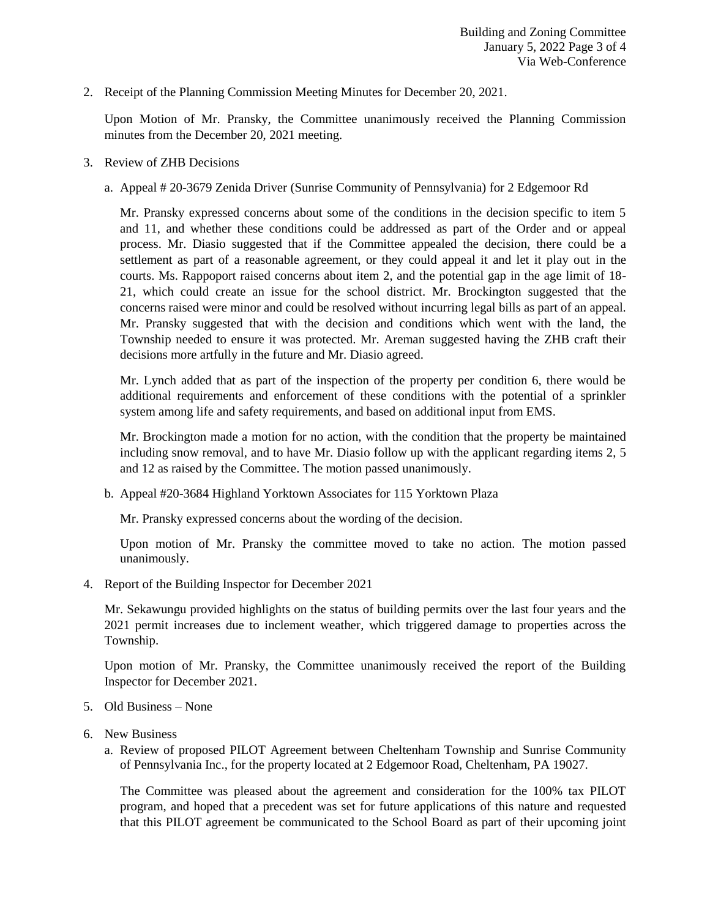2. Receipt of the Planning Commission Meeting Minutes for December 20, 2021.

   Upon Motion of Mr. Pransky, the Committee unanimously received the Planning Commission minutes from the December 20, 2021 meeting.

3. Review of ZHB Decisions

   a. Appeal # 20-3679 Zenida Driver (Sunrise Community of Pennsylvania) for 2 Edgemoor Rd

      Mr. Pransky expressed concerns about some of the conditions in the decision specific to item 5 and 11, and whether these conditions could be addressed as part of the Order and or appeal process. Mr. Diasio suggested that if the Committee appealed the decision, there could be a settlement as part of a reasonable agreement, or they could appeal it and let it play out in the courts. Ms. Rappoport raised concerns about item 2, and the potential gap in the age limit of 18-21, which could create an issue for the school district. Mr. Brockington suggested that the concerns raised were minor and could be resolved without incurring legal bills as part of an appeal. Mr. Pransky suggested that with the decision and conditions which went with the land, the Township needed to ensure it was protected. Mr. Areman suggested having the ZHB craft their decisions more artfully in the future and Mr. Diasio agreed.

      Mr. Lynch added that as part of the inspection of the property per condition 6, there would be additional requirements and enforcement of these conditions with the potential of a sprinkler system among life and safety requirements, and based on additional input from EMS.

      Mr. Brockington made a motion for no action, with the condition that the property be maintained including snow removal, and to have Mr. Diasio follow up with the applicant regarding items 2, 5 and 12 as raised by the Committee. The motion passed unanimously.

   b. Appeal #20-3684 Highland Yorktown Associates for 115 Yorktown Plaza

      Mr. Pransky expressed concerns about the wording of the decision.

      Upon motion of Mr. Pransky the committee moved to take no action. The motion passed unanimously.

4. Report of the Building Inspector for December 2021

   Mr. Sekawungu provided highlights on the status of building permits over the last four years and the 2021 permit increases due to inclement weather, which triggered damage to properties across the Township.

   Upon motion of Mr. Pransky, the Committee unanimously received the report of the Building Inspector for December 2021.

5. Old Business – None

6. New Business

   a. Review of proposed PILOT Agreement between Cheltenham Township and Sunrise Community of Pennsylvania Inc., for the property located at 2 Edgemoor Road, Cheltenham, PA 19027.

      The Committee was pleased about the agreement and consideration for the 100% tax PILOT program, and hoped that a precedent was set for future applications of this nature and requested that this PILOT agreement be communicated to the School Board as part of their upcoming joint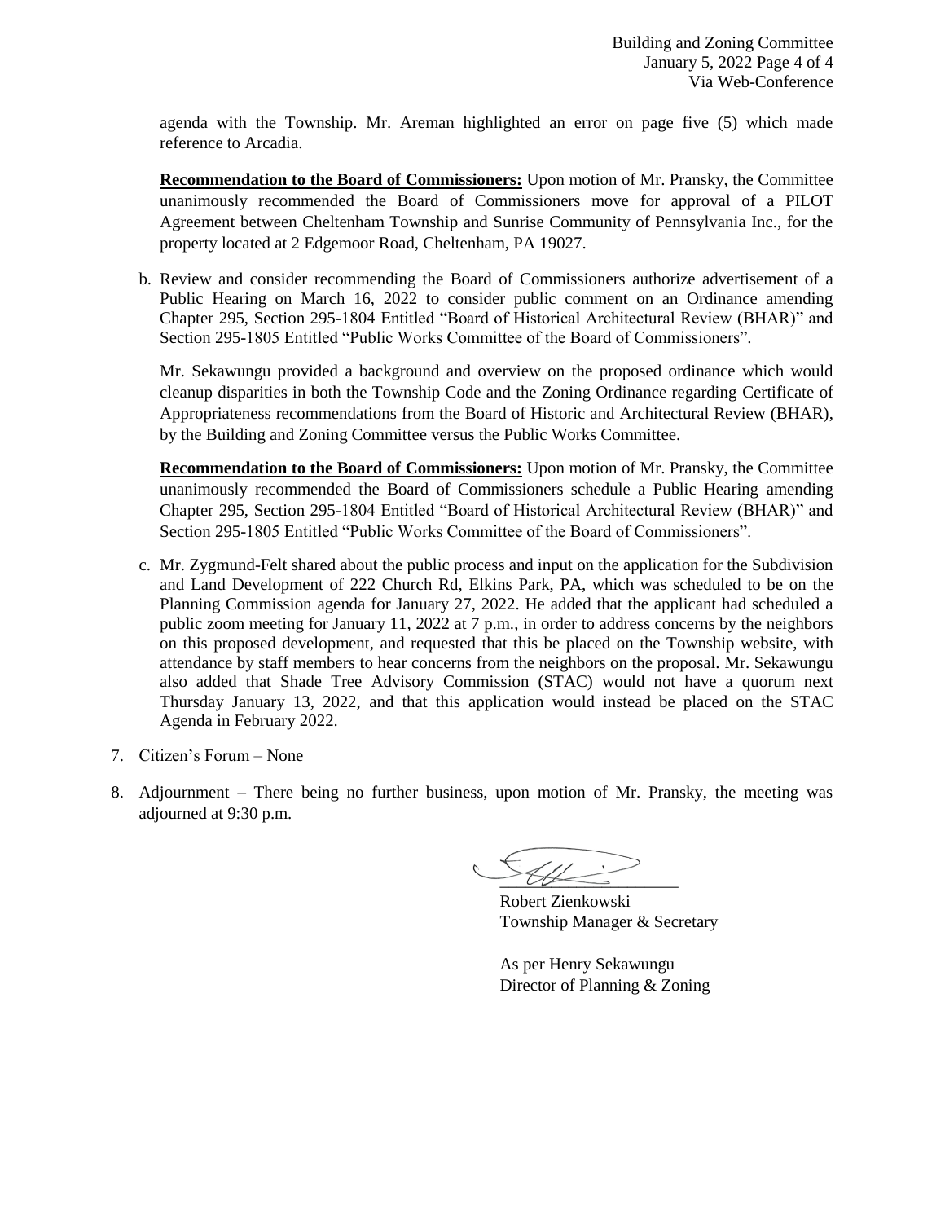agenda with the Township. Mr. Areman highlighted an error on page five (5) which made reference to Arcadia.

**Recommendation to the Board of Commissioners:** Upon motion of Mr. Pransky, the Committee unanimously recommended the Board of Commissioners move for approval of a PILOT Agreement between Cheltenham Township and Sunrise Community of Pennsylvania Inc., for the property located at 2 Edgemoor Road, Cheltenham, PA 19027.

b. Review and consider recommending the Board of Commissioners authorize advertisement of a Public Hearing on March 16, 2022 to consider public comment on an Ordinance amending Chapter 295, Section 295-1804 Entitled "Board of Historical Architectural Review (BHAR)" and Section 295-1805 Entitled "Public Works Committee of the Board of Commissioners".

   Mr. Sekawungu provided a background and overview on the proposed ordinance which would cleanup disparities in both the Township Code and the Zoning Ordinance regarding Certificate of Appropriateness recommendations from the Board of Historic and Architectural Review (BHAR), by the Building and Zoning Committee versus the Public Works Committee.

   **Recommendation to the Board of Commissioners:** Upon motion of Mr. Pransky, the Committee unanimously recommended the Board of Commissioners schedule a Public Hearing amending Chapter 295, Section 295-1804 Entitled "Board of Historical Architectural Review (BHAR)" and Section 295-1805 Entitled "Public Works Committee of the Board of Commissioners".

c. Mr. Zygmund-Felt shared about the public process and input on the application for the Subdivision and Land Development of 222 Church Rd, Elkins Park, PA, which was scheduled to be on the Planning Commission agenda for January 27, 2022. He added that the applicant had scheduled a public zoom meeting for January 11, 2022 at 7 p.m., in order to address concerns by the neighbors on this proposed development, and requested that this be placed on the Township website, with attendance by staff members to hear concerns from the neighbors on the proposal. Mr. Sekawungu also added that Shade Tree Advisory Commission (STAC) would not have a quorum next Thursday January 13, 2022, and that this application would instead be placed on the STAC Agenda in February 2022.

7. Citizen's Forum – None

8. Adjournment – There being no further business, upon motion of Mr. Pransky, the meeting was adjourned at 9:30 p.m.

Robert Zienkowski
Township Manager & Secretary

As per Henry Sekawungu
Director of Planning & Zoning